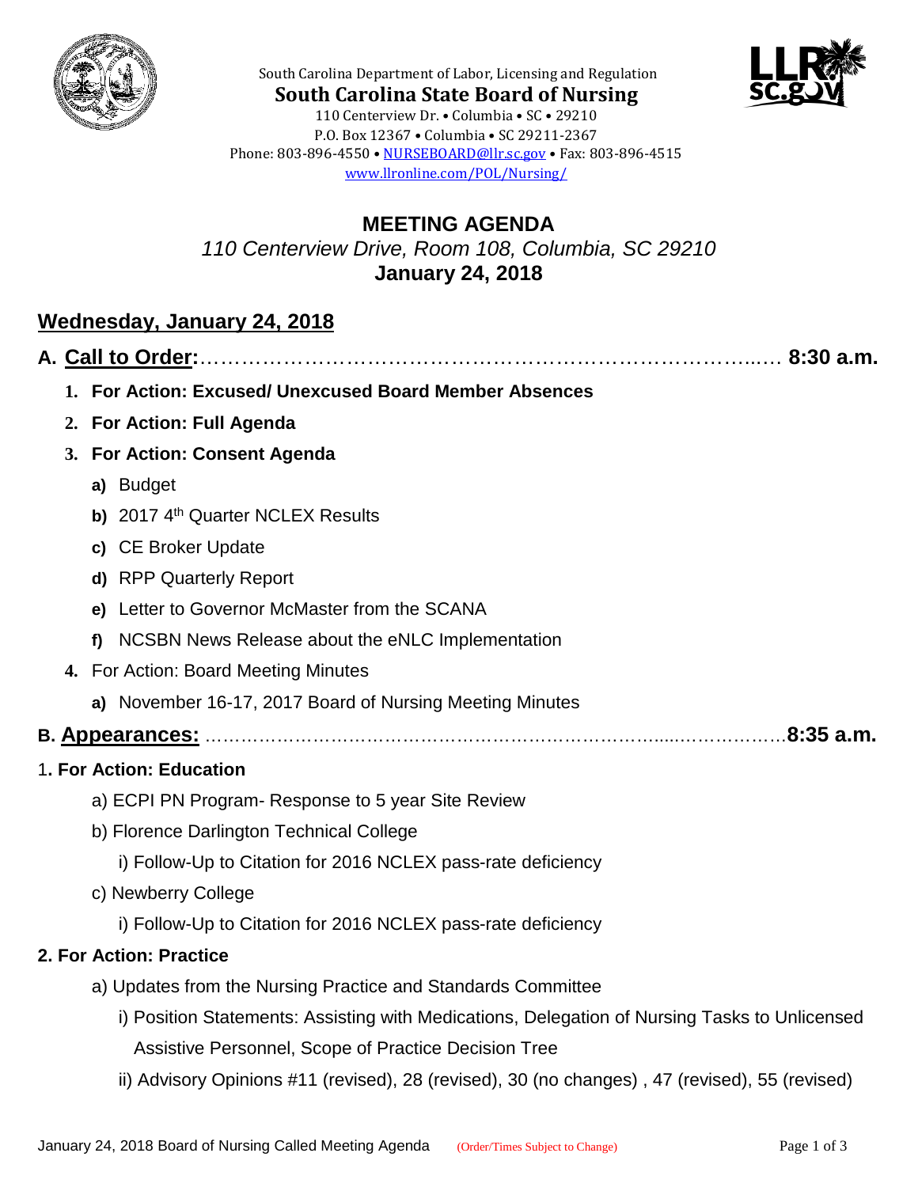South Carolina Department of Labor, Licensing and Regulation

**South Carolina State Board of Nursing**

110 Centerview Dr. • Columbia • SC • 29210
P.O. Box 12367 • Columbia • SC 29211-2367
Phone: 803-896-4550 • NURSEBOARD@llr.sc.gov • Fax: 803-896-4515
www.llronline.com/POL/Nursing/

# MEETING AGENDA

*110 Centerview Drive, Room 108, Columbia, SC 29210*

**January 24, 2018**

## Wednesday, January 24, 2018

### A. Call to Order:…………………………………………………………………………..…. 8:30 a.m.

1. **For Action: Excused/ Unexcused Board Member Absences**
2. **For Action: Full Agenda**
3. **For Action: Consent Agenda**
   - **a)** Budget
   - **b)** 2017 4th Quarter NCLEX Results
   - **c)** CE Broker Update
   - **d)** RPP Quarterly Report
   - **e)** Letter to Governor McMaster from the SCANA
   - **f)** NCSBN News Release about the eNLC Implementation
4. For Action: Board Meeting Minutes
   - **a)** November 16-17, 2017 Board of Nursing Meeting Minutes

### B. Appearances: ……………………………………………………………………....………………8:35 a.m.

**1. For Action: Education**

- a) ECPI PN Program- Response to 5 year Site Review
- b) Florence Darlington Technical College
  - i) Follow-Up to Citation for 2016 NCLEX pass-rate deficiency
- c) Newberry College
  - i) Follow-Up to Citation for 2016 NCLEX pass-rate deficiency

**2. For Action: Practice**

- a) Updates from the Nursing Practice and Standards Committee
  - i) Position Statements: Assisting with Medications, Delegation of Nursing Tasks to Unlicensed Assistive Personnel, Scope of Practice Decision Tree
  - ii) Advisory Opinions #11 (revised), 28 (revised), 30 (no changes) , 47 (revised), 55 (revised)

January 24, 2018 Board of Nursing Called Meeting Agenda (Order/Times Subject to Change)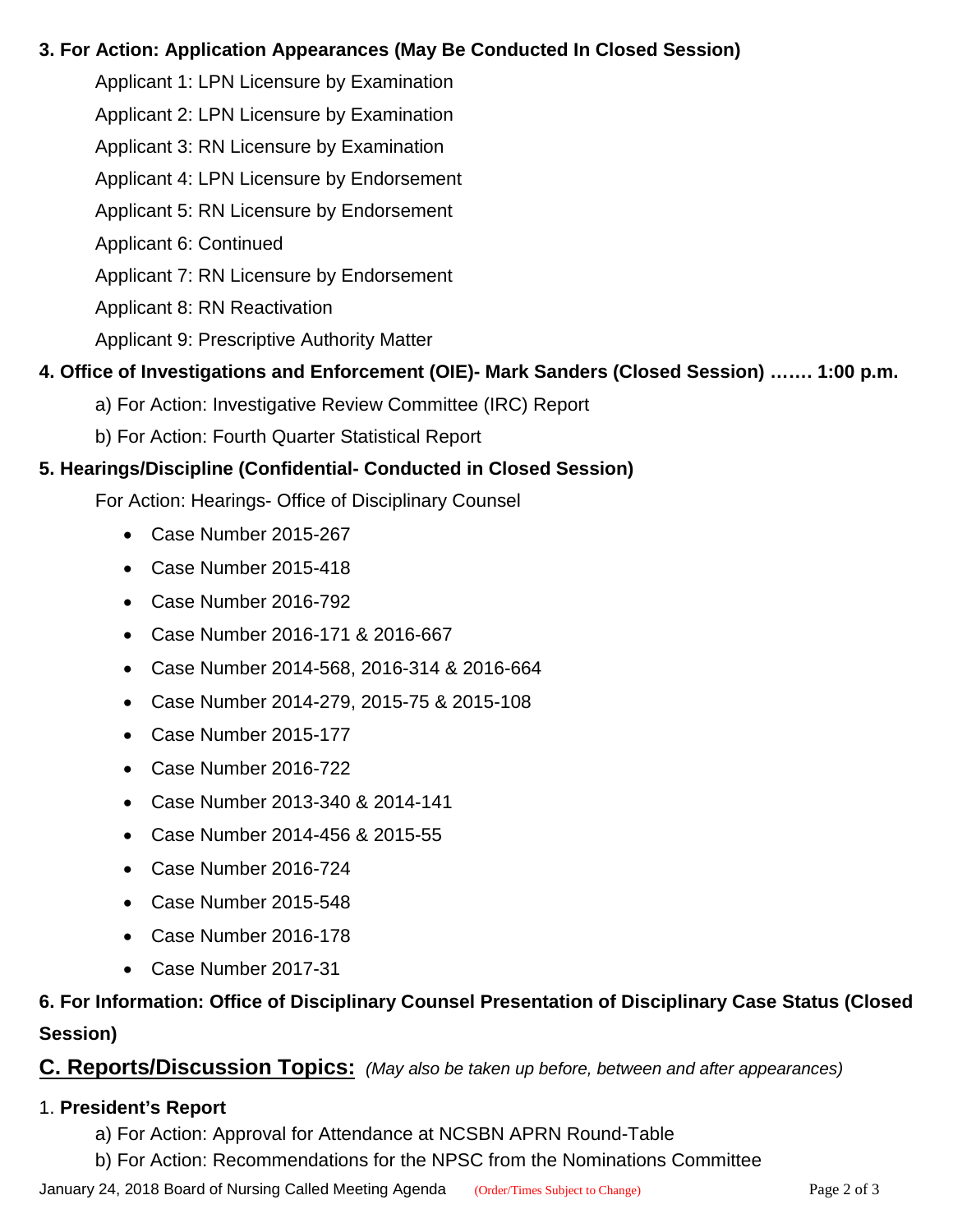**3. For Action: Application Appearances (May Be Conducted In Closed Session)**

Applicant 1: LPN Licensure by Examination

Applicant 2: LPN Licensure by Examination

Applicant 3: RN Licensure by Examination

Applicant 4: LPN Licensure by Endorsement

Applicant 5: RN Licensure by Endorsement

Applicant 6: Continued

Applicant 7: RN Licensure by Endorsement

Applicant 8: RN Reactivation

Applicant 9: Prescriptive Authority Matter

**4. Office of Investigations and Enforcement (OIE)- Mark Sanders (Closed Session) ……. 1:00 p.m.**

a) For Action: Investigative Review Committee (IRC) Report

b) For Action: Fourth Quarter Statistical Report

**5. Hearings/Discipline (Confidential- Conducted in Closed Session)**

For Action: Hearings- Office of Disciplinary Counsel

- Case Number 2015-267
- Case Number 2015-418
- Case Number 2016-792
- Case Number 2016-171 & 2016-667
- Case Number 2014-568, 2016-314 & 2016-664
- Case Number 2014-279, 2015-75 & 2015-108
- Case Number 2015-177
- Case Number 2016-722
- Case Number 2013-340 & 2014-141
- Case Number 2014-456 & 2015-55
- Case Number 2016-724
- Case Number 2015-548
- Case Number 2016-178
- Case Number 2017-31

**6. For Information: Office of Disciplinary Counsel Presentation of Disciplinary Case Status (Closed Session)**

## C. Reports/Discussion Topics: *(May also be taken up before, between and after appearances)*

1. **President's Report**

a) For Action: Approval for Attendance at NCSBN APRN Round-Table

b) For Action: Recommendations for the NPSC from the Nominations Committee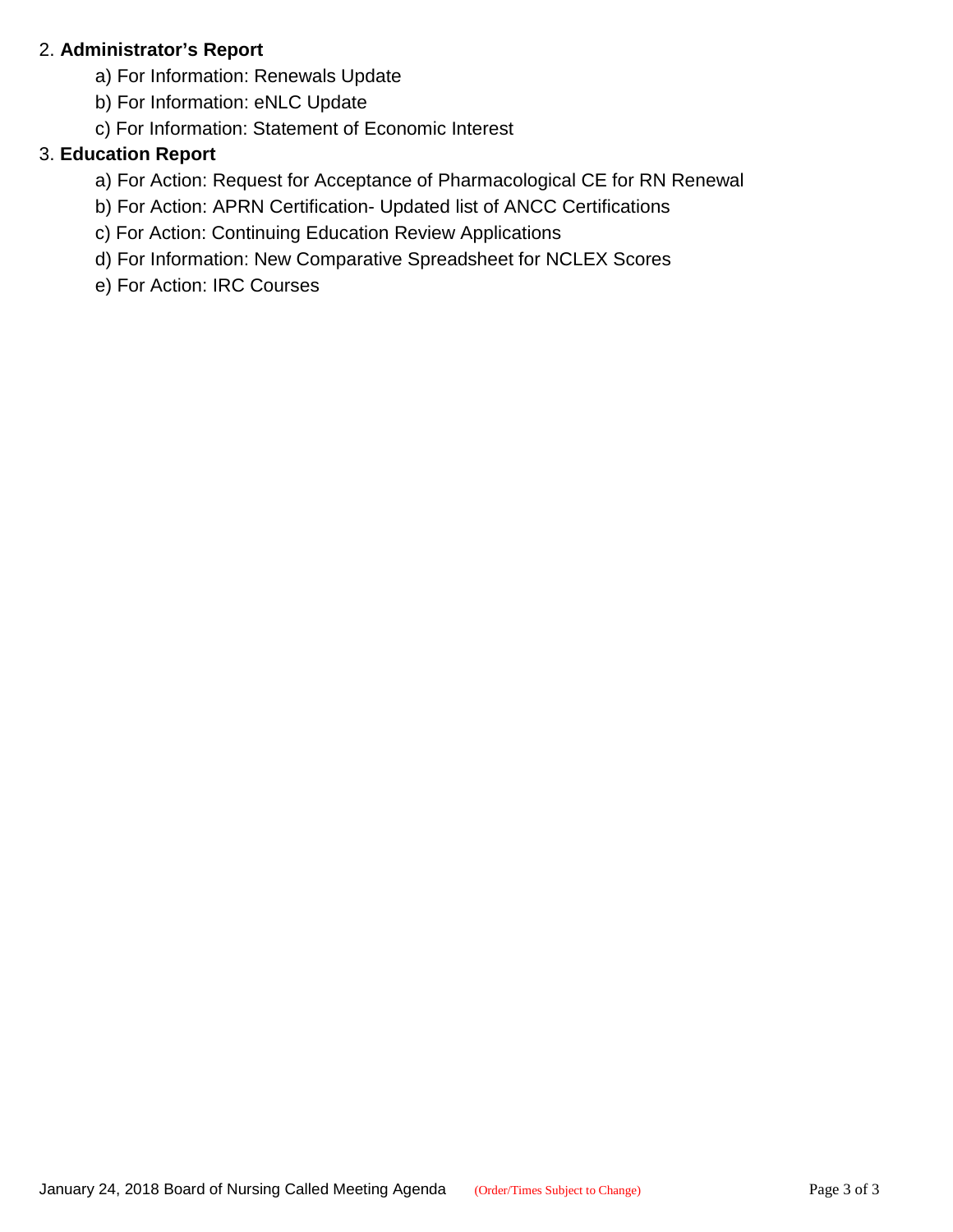2. **Administrator's Report**
   - a) For Information: Renewals Update
   - b) For Information: eNLC Update
   - c) For Information: Statement of Economic Interest
3. **Education Report**
   - a) For Action: Request for Acceptance of Pharmacological CE for RN Renewal
   - b) For Action: APRN Certification- Updated list of ANCC Certifications
   - c) For Action: Continuing Education Review Applications
   - d) For Information: New Comparative Spreadsheet for NCLEX Scores
   - e) For Action: IRC Courses